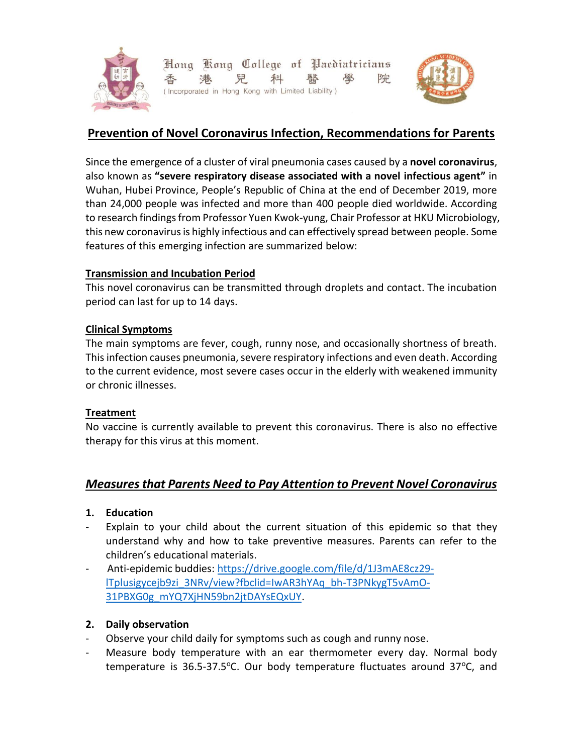Hong Kong College of Paediatricians
香 港 兒 科 醫 學 院
( Incorporated in Hong Kong with Limited Liability )

# Prevention of Novel Coronavirus Infection, Recommendations for Parents

Since the emergence of a cluster of viral pneumonia cases caused by a **novel coronavirus**, also known as **"severe respiratory disease associated with a novel infectious agent"** in Wuhan, Hubei Province, People's Republic of China at the end of December 2019, more than 24,000 people was infected and more than 400 people died worldwide. According to research findings from Professor Yuen Kwok-yung, Chair Professor at HKU Microbiology, this new coronavirus is highly infectious and can effectively spread between people. Some features of this emerging infection are summarized below:

### Transmission and Incubation Period

This novel coronavirus can be transmitted through droplets and contact. The incubation period can last for up to 14 days.

### Clinical Symptoms

The main symptoms are fever, cough, runny nose, and occasionally shortness of breath. This infection causes pneumonia, severe respiratory infections and even death. According to the current evidence, most severe cases occur in the elderly with weakened immunity or chronic illnesses.

### Treatment

No vaccine is currently available to prevent this coronavirus. There is also no effective therapy for this virus at this moment.

## *Measures that Parents Need to Pay Attention to Prevent Novel Coronavirus*

**1. Education**

- Explain to your child about the current situation of this epidemic so that they understand why and how to take preventive measures. Parents can refer to the children's educational materials.
- Anti-epidemic buddies: https://drive.google.com/file/d/1J3mAE8cz29-lTplusigycejb9zi_3NRv/view?fbclid=IwAR3hYAq_bh-T3PNkygT5vAmO-31PBXG0g_mYQ7XjHN59bn2jtDAYsEQxUY.

**2. Daily observation**

- Observe your child daily for symptoms such as cough and runny nose.
- Measure body temperature with an ear thermometer every day. Normal body temperature is 36.5-37.5°C. Our body temperature fluctuates around 37°C, and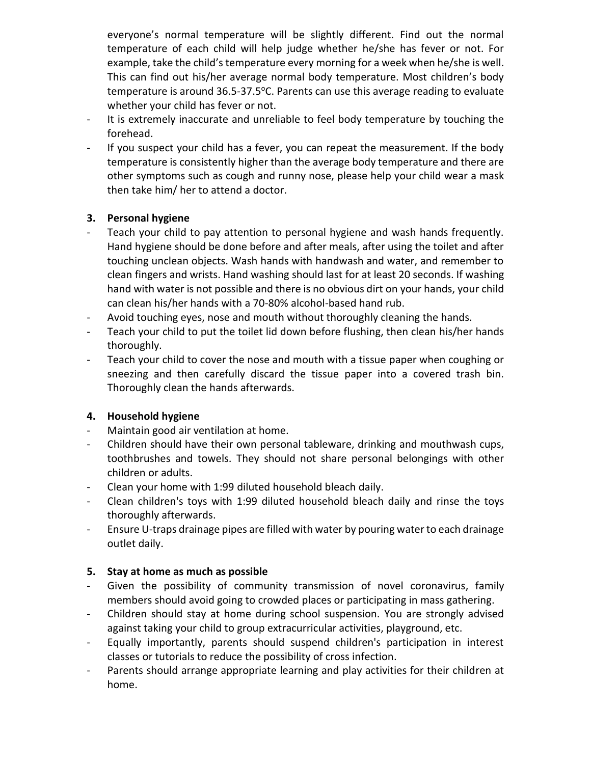everyone's normal temperature will be slightly different. Find out the normal temperature of each child will help judge whether he/she has fever or not. For example, take the child's temperature every morning for a week when he/she is well. This can find out his/her average normal body temperature. Most children's body temperature is around 36.5-37.5$^{o}$C. Parents can use this average reading to evaluate whether your child has fever or not.

- It is extremely inaccurate and unreliable to feel body temperature by touching the forehead.
- If you suspect your child has a fever, you can repeat the measurement. If the body temperature is consistently higher than the average body temperature and there are other symptoms such as cough and runny nose, please help your child wear a mask then take him/ her to attend a doctor.

**3. Personal hygiene**

- Teach your child to pay attention to personal hygiene and wash hands frequently. Hand hygiene should be done before and after meals, after using the toilet and after touching unclean objects. Wash hands with handwash and water, and remember to clean fingers and wrists. Hand washing should last for at least 20 seconds. If washing hand with water is not possible and there is no obvious dirt on your hands, your child can clean his/her hands with a 70-80% alcohol-based hand rub.
- Avoid touching eyes, nose and mouth without thoroughly cleaning the hands.
- Teach your child to put the toilet lid down before flushing, then clean his/her hands thoroughly.
- Teach your child to cover the nose and mouth with a tissue paper when coughing or sneezing and then carefully discard the tissue paper into a covered trash bin. Thoroughly clean the hands afterwards.

**4. Household hygiene**

- Maintain good air ventilation at home.
- Children should have their own personal tableware, drinking and mouthwash cups, toothbrushes and towels. They should not share personal belongings with other children or adults.
- Clean your home with 1:99 diluted household bleach daily.
- Clean children's toys with 1:99 diluted household bleach daily and rinse the toys thoroughly afterwards.
- Ensure U-traps drainage pipes are filled with water by pouring water to each drainage outlet daily.

**5. Stay at home as much as possible**

- Given the possibility of community transmission of novel coronavirus, family members should avoid going to crowded places or participating in mass gathering.
- Children should stay at home during school suspension. You are strongly advised against taking your child to group extracurricular activities, playground, etc.
- Equally importantly, parents should suspend children's participation in interest classes or tutorials to reduce the possibility of cross infection.
- Parents should arrange appropriate learning and play activities for their children at home.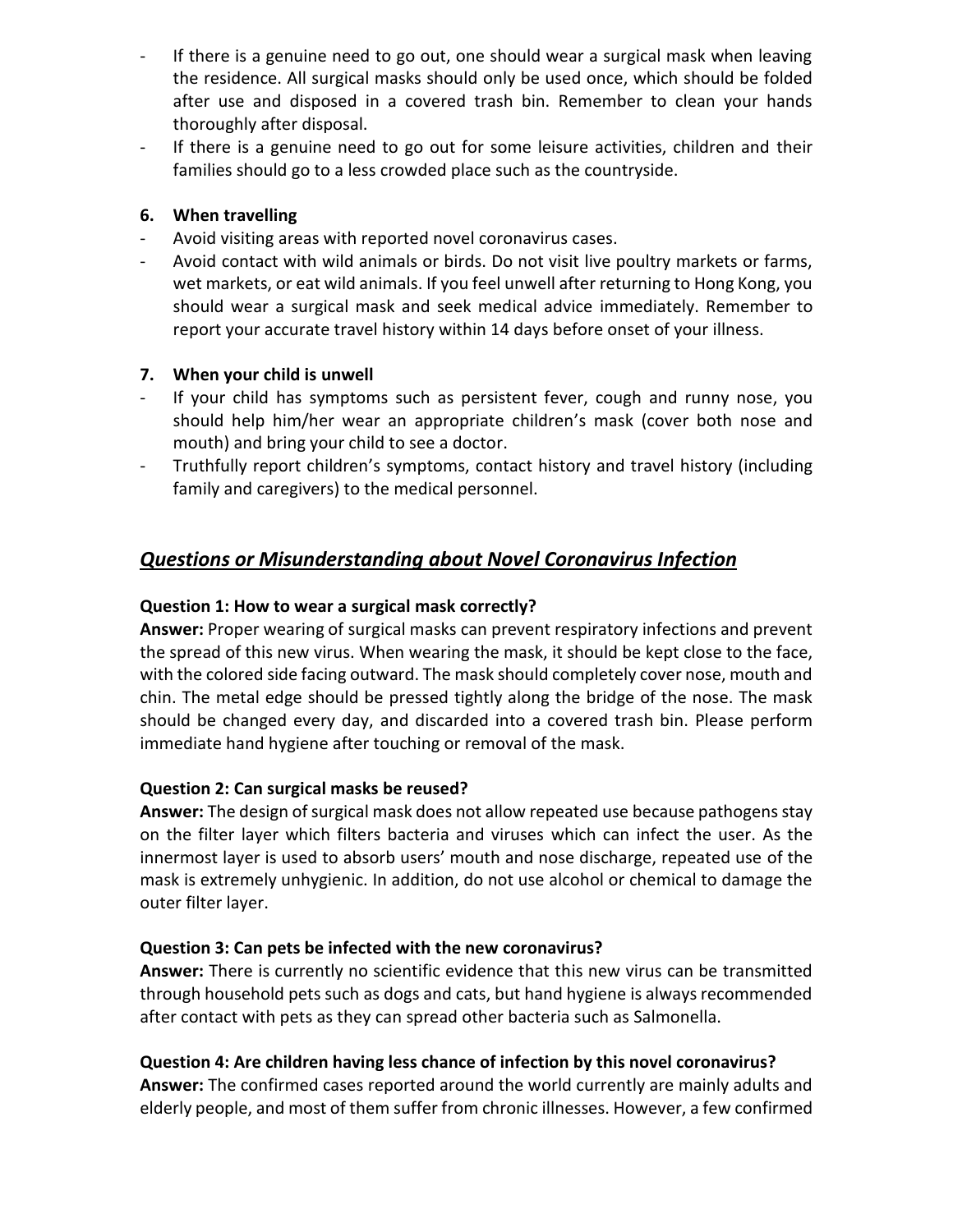- If there is a genuine need to go out, one should wear a surgical mask when leaving the residence. All surgical masks should only be used once, which should be folded after use and disposed in a covered trash bin. Remember to clean your hands thoroughly after disposal.
- If there is a genuine need to go out for some leisure activities, children and their families should go to a less crowded place such as the countryside.

**6. When travelling**

- Avoid visiting areas with reported novel coronavirus cases.
- Avoid contact with wild animals or birds. Do not visit live poultry markets or farms, wet markets, or eat wild animals. If you feel unwell after returning to Hong Kong, you should wear a surgical mask and seek medical advice immediately. Remember to report your accurate travel history within 14 days before onset of your illness.

**7. When your child is unwell**

- If your child has symptoms such as persistent fever, cough and runny nose, you should help him/her wear an appropriate children's mask (cover both nose and mouth) and bring your child to see a doctor.
- Truthfully report children's symptoms, contact history and travel history (including family and caregivers) to the medical personnel.

## ***Questions or Misunderstanding about Novel Coronavirus Infection***

**Question 1: How to wear a surgical mask correctly?**
**Answer:** Proper wearing of surgical masks can prevent respiratory infections and prevent the spread of this new virus. When wearing the mask, it should be kept close to the face, with the colored side facing outward. The mask should completely cover nose, mouth and chin. The metal edge should be pressed tightly along the bridge of the nose. The mask should be changed every day, and discarded into a covered trash bin. Please perform immediate hand hygiene after touching or removal of the mask.

**Question 2: Can surgical masks be reused?**
**Answer:** The design of surgical mask does not allow repeated use because pathogens stay on the filter layer which filters bacteria and viruses which can infect the user. As the innermost layer is used to absorb users' mouth and nose discharge, repeated use of the mask is extremely unhygienic. In addition, do not use alcohol or chemical to damage the outer filter layer.

**Question 3: Can pets be infected with the new coronavirus?**
**Answer:** There is currently no scientific evidence that this new virus can be transmitted through household pets such as dogs and cats, but hand hygiene is always recommended after contact with pets as they can spread other bacteria such as Salmonella.

**Question 4: Are children having less chance of infection by this novel coronavirus?**
**Answer:** The confirmed cases reported around the world currently are mainly adults and elderly people, and most of them suffer from chronic illnesses. However, a few confirmed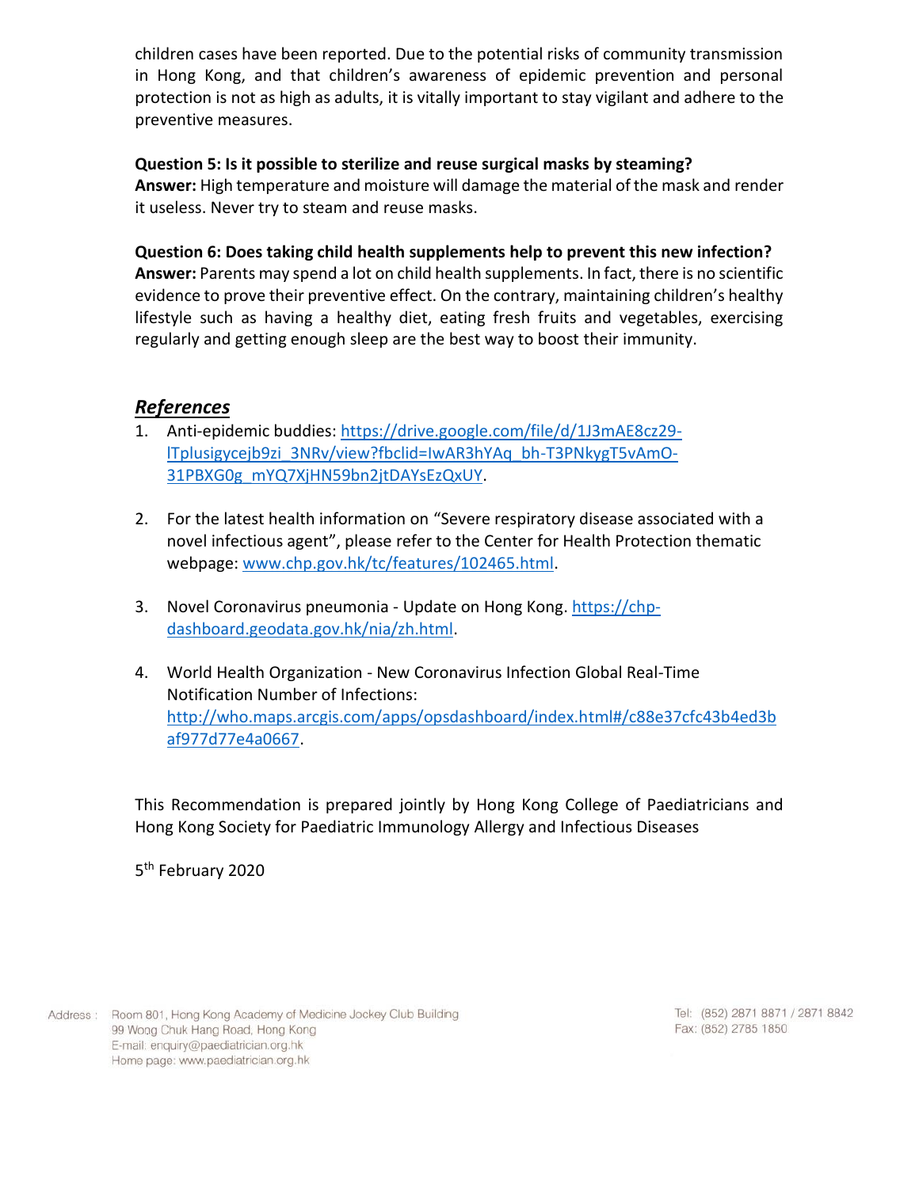children cases have been reported. Due to the potential risks of community transmission in Hong Kong, and that children's awareness of epidemic prevention and personal protection is not as high as adults, it is vitally important to stay vigilant and adhere to the preventive measures.

**Question 5: Is it possible to sterilize and reuse surgical masks by steaming?**
**Answer:** High temperature and moisture will damage the material of the mask and render it useless. Never try to steam and reuse masks.

**Question 6: Does taking child health supplements help to prevent this new infection?**
**Answer:** Parents may spend a lot on child health supplements. In fact, there is no scientific evidence to prove their preventive effect. On the contrary, maintaining children's healthy lifestyle such as having a healthy diet, eating fresh fruits and vegetables, exercising regularly and getting enough sleep are the best way to boost their immunity.

## ***References***

1. Anti-epidemic buddies: https://drive.google.com/file/d/1J3mAE8cz29-lTplusigycejb9zi_3NRv/view?fbclid=IwAR3hYAq_bh-T3PNkygT5vAmO-31PBXG0g_mYQ7XjHN59bn2jtDAYsEzQxUY.

2. For the latest health information on "Severe respiratory disease associated with a novel infectious agent", please refer to the Center for Health Protection thematic webpage: www.chp.gov.hk/tc/features/102465.html.

3. Novel Coronavirus pneumonia - Update on Hong Kong. https://chp-dashboard.geodata.gov.hk/nia/zh.html.

4. World Health Organization - New Coronavirus Infection Global Real-Time Notification Number of Infections: http://who.maps.arcgis.com/apps/opsdashboard/index.html#/c88e37cfc43b4ed3baf977d77e4a0667.

This Recommendation is prepared jointly by Hong Kong College of Paediatricians and Hong Kong Society for Paediatric Immunology Allergy and Infectious Diseases

5th February 2020

Address: Room 801, Hong Kong Academy of Medicine Jockey Club Building
99 Wong Chuk Hang Road, Hong Kong
E-mail: enquiry@paediatrician.org.hk
Home page: www.paediatrician.org.hk

Tel: (852) 2871 8871 / 2871 8842
Fax: (852) 2785 1850